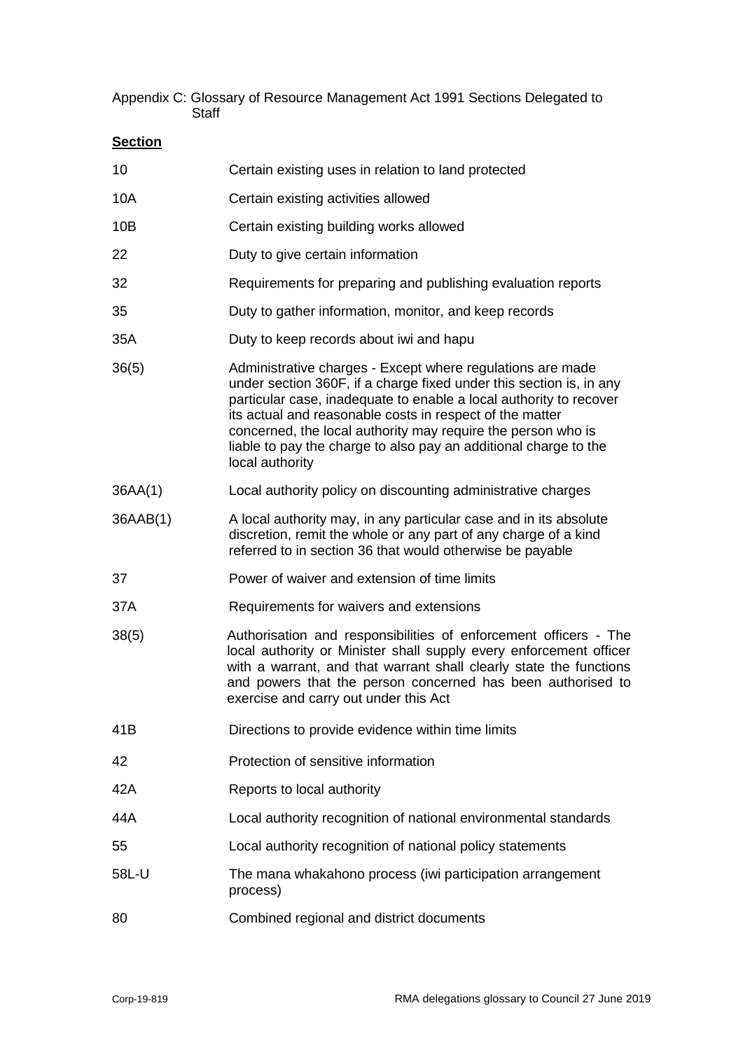Appendix C: Glossary of Resource Management Act 1991 Sections Delegated to Staff

| **Section** | |
|---|---|
| 10 | Certain existing uses in relation to land protected |
| 10A | Certain existing activities allowed |
| 10B | Certain existing building works allowed |
| 22 | Duty to give certain information |
| 32 | Requirements for preparing and publishing evaluation reports |
| 35 | Duty to gather information, monitor, and keep records |
| 35A | Duty to keep records about iwi and hapu |
| 36(5) | Administrative charges - Except where regulations are made under section 360F, if a charge fixed under this section is, in any particular case, inadequate to enable a local authority to recover its actual and reasonable costs in respect of the matter concerned, the local authority may require the person who is liable to pay the charge to also pay an additional charge to the local authority |
| 36AA(1) | Local authority policy on discounting administrative charges |
| 36AAB(1) | A local authority may, in any particular case and in its absolute discretion, remit the whole or any part of any charge of a kind referred to in section 36 that would otherwise be payable |
| 37 | Power of waiver and extension of time limits |
| 37A | Requirements for waivers and extensions |
| 38(5) | Authorisation and responsibilities of enforcement officers - The local authority or Minister shall supply every enforcement officer with a warrant, and that warrant shall clearly state the functions and powers that the person concerned has been authorised to exercise and carry out under this Act |
| 41B | Directions to provide evidence within time limits |
| 42 | Protection of sensitive information |
| 42A | Reports to local authority |
| 44A | Local authority recognition of national environmental standards |
| 55 | Local authority recognition of national policy statements |
| 58L-U | The mana whakahono process (iwi participation arrangement process) |
| 80 | Combined regional and district documents |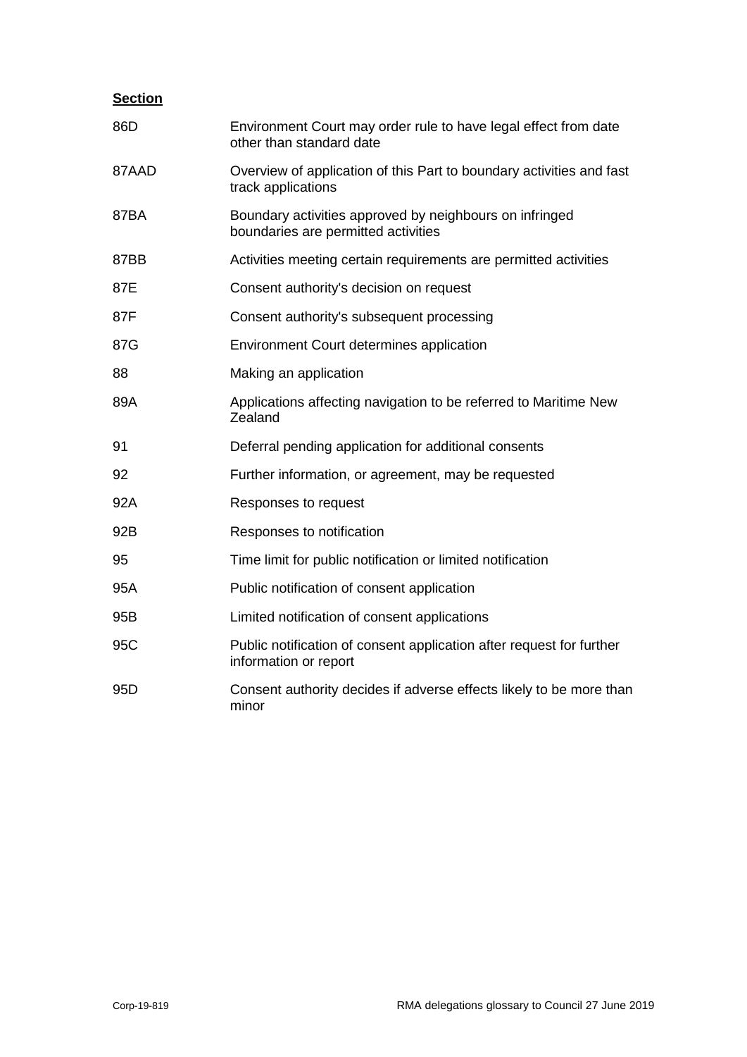| **Section** | |
|---|---|
| 86D | Environment Court may order rule to have legal effect from date other than standard date |
| 87AAD | Overview of application of this Part to boundary activities and fast track applications |
| 87BA | Boundary activities approved by neighbours on infringed boundaries are permitted activities |
| 87BB | Activities meeting certain requirements are permitted activities |
| 87E | Consent authority's decision on request |
| 87F | Consent authority's subsequent processing |
| 87G | Environment Court determines application |
| 88 | Making an application |
| 89A | Applications affecting navigation to be referred to Maritime New Zealand |
| 91 | Deferral pending application for additional consents |
| 92 | Further information, or agreement, may be requested |
| 92A | Responses to request |
| 92B | Responses to notification |
| 95 | Time limit for public notification or limited notification |
| 95A | Public notification of consent application |
| 95B | Limited notification of consent applications |
| 95C | Public notification of consent application after request for further information or report |
| 95D | Consent authority decides if adverse effects likely to be more than minor |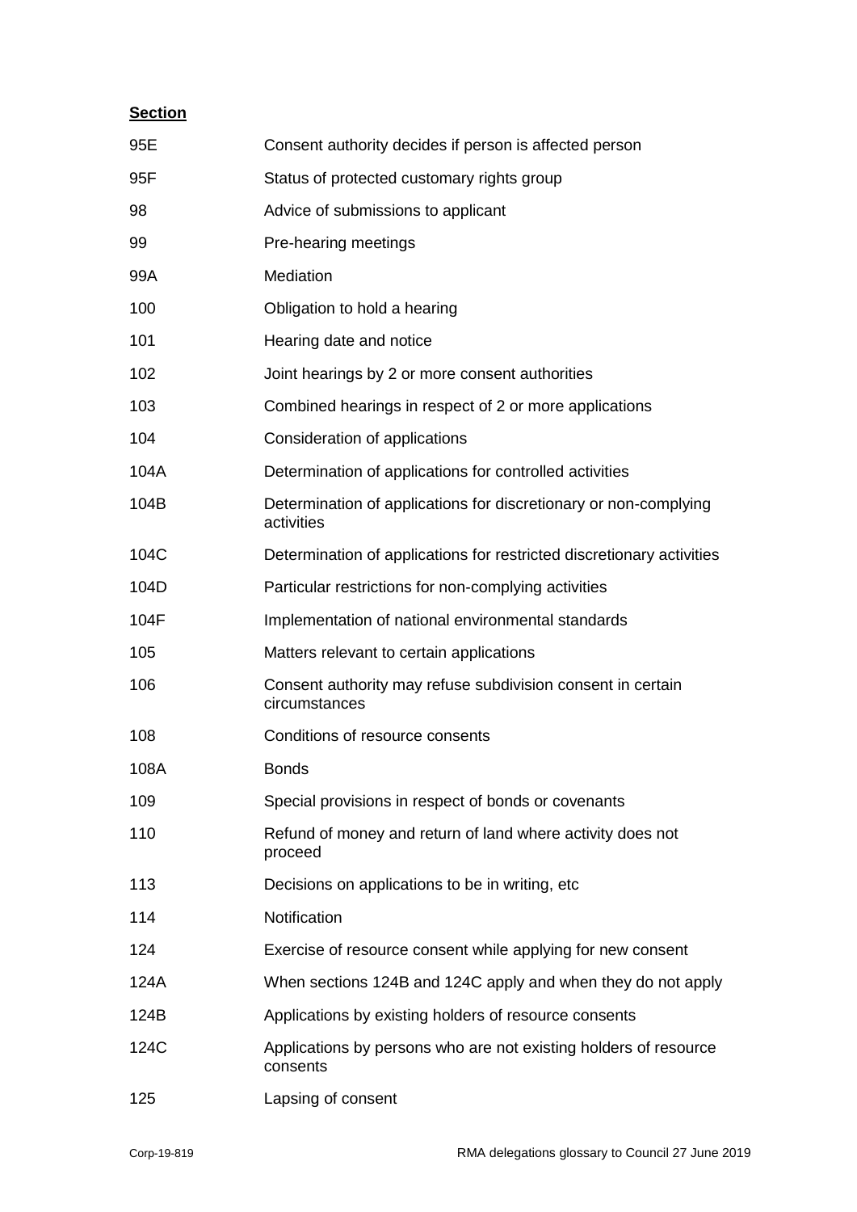| **Section** | |
|---|---|
| 95E | Consent authority decides if person is affected person |
| 95F | Status of protected customary rights group |
| 98 | Advice of submissions to applicant |
| 99 | Pre-hearing meetings |
| 99A | Mediation |
| 100 | Obligation to hold a hearing |
| 101 | Hearing date and notice |
| 102 | Joint hearings by 2 or more consent authorities |
| 103 | Combined hearings in respect of 2 or more applications |
| 104 | Consideration of applications |
| 104A | Determination of applications for controlled activities |
| 104B | Determination of applications for discretionary or non-complying activities |
| 104C | Determination of applications for restricted discretionary activities |
| 104D | Particular restrictions for non-complying activities |
| 104F | Implementation of national environmental standards |
| 105 | Matters relevant to certain applications |
| 106 | Consent authority may refuse subdivision consent in certain circumstances |
| 108 | Conditions of resource consents |
| 108A | Bonds |
| 109 | Special provisions in respect of bonds or covenants |
| 110 | Refund of money and return of land where activity does not proceed |
| 113 | Decisions on applications to be in writing, etc |
| 114 | Notification |
| 124 | Exercise of resource consent while applying for new consent |
| 124A | When sections 124B and 124C apply and when they do not apply |
| 124B | Applications by existing holders of resource consents |
| 124C | Applications by persons who are not existing holders of resource consents |
| 125 | Lapsing of consent |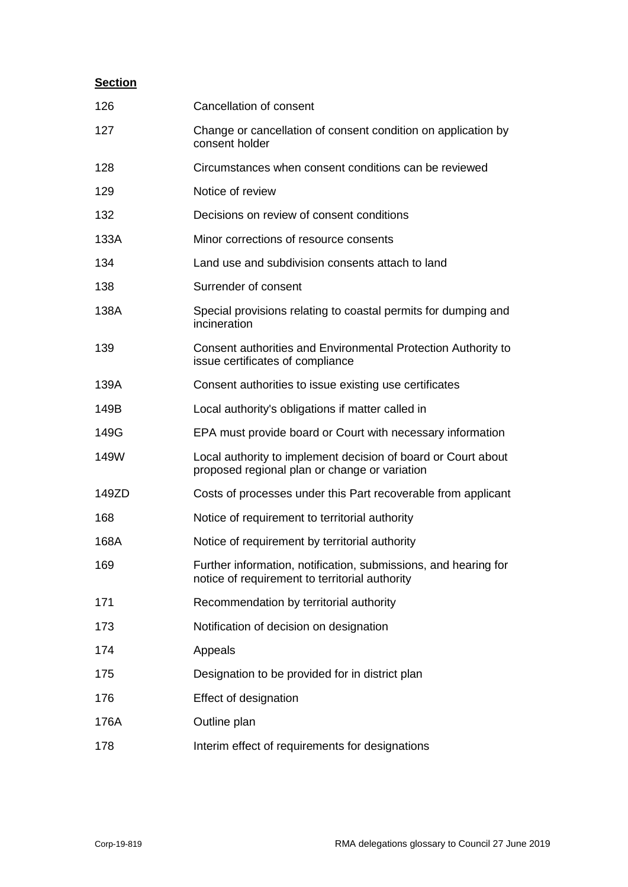**Section**

| | |
|---|---|
| 126 | Cancellation of consent |
| 127 | Change or cancellation of consent condition on application by consent holder |
| 128 | Circumstances when consent conditions can be reviewed |
| 129 | Notice of review |
| 132 | Decisions on review of consent conditions |
| 133A | Minor corrections of resource consents |
| 134 | Land use and subdivision consents attach to land |
| 138 | Surrender of consent |
| 138A | Special provisions relating to coastal permits for dumping and incineration |
| 139 | Consent authorities and Environmental Protection Authority to issue certificates of compliance |
| 139A | Consent authorities to issue existing use certificates |
| 149B | Local authority's obligations if matter called in |
| 149G | EPA must provide board or Court with necessary information |
| 149W | Local authority to implement decision of board or Court about proposed regional plan or change or variation |
| 149ZD | Costs of processes under this Part recoverable from applicant |
| 168 | Notice of requirement to territorial authority |
| 168A | Notice of requirement by territorial authority |
| 169 | Further information, notification, submissions, and hearing for notice of requirement to territorial authority |
| 171 | Recommendation by territorial authority |
| 173 | Notification of decision on designation |
| 174 | Appeals |
| 175 | Designation to be provided for in district plan |
| 176 | Effect of designation |
| 176A | Outline plan |
| 178 | Interim effect of requirements for designations |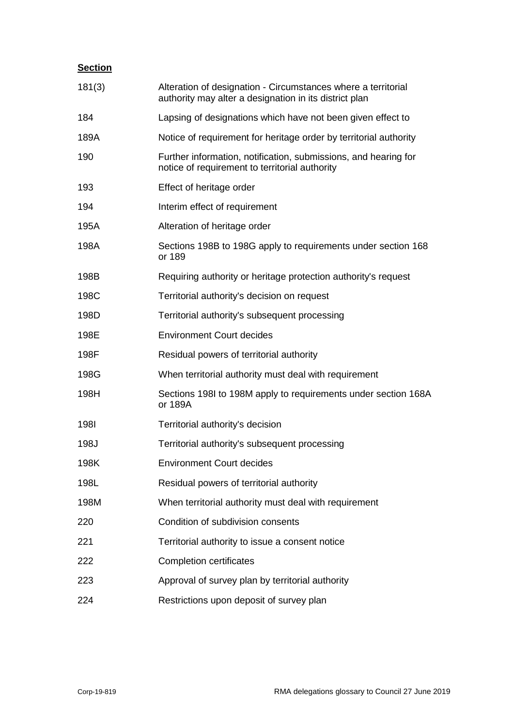| **Section** | |
|---|---|
| 181(3) | Alteration of designation - Circumstances where a territorial authority may alter a designation in its district plan |
| 184 | Lapsing of designations which have not been given effect to |
| 189A | Notice of requirement for heritage order by territorial authority |
| 190 | Further information, notification, submissions, and hearing for notice of requirement to territorial authority |
| 193 | Effect of heritage order |
| 194 | Interim effect of requirement |
| 195A | Alteration of heritage order |
| 198A | Sections 198B to 198G apply to requirements under section 168 or 189 |
| 198B | Requiring authority or heritage protection authority's request |
| 198C | Territorial authority's decision on request |
| 198D | Territorial authority's subsequent processing |
| 198E | Environment Court decides |
| 198F | Residual powers of territorial authority |
| 198G | When territorial authority must deal with requirement |
| 198H | Sections 198I to 198M apply to requirements under section 168A or 189A |
| 198I | Territorial authority's decision |
| 198J | Territorial authority's subsequent processing |
| 198K | Environment Court decides |
| 198L | Residual powers of territorial authority |
| 198M | When territorial authority must deal with requirement |
| 220 | Condition of subdivision consents |
| 221 | Territorial authority to issue a consent notice |
| 222 | Completion certificates |
| 223 | Approval of survey plan by territorial authority |
| 224 | Restrictions upon deposit of survey plan |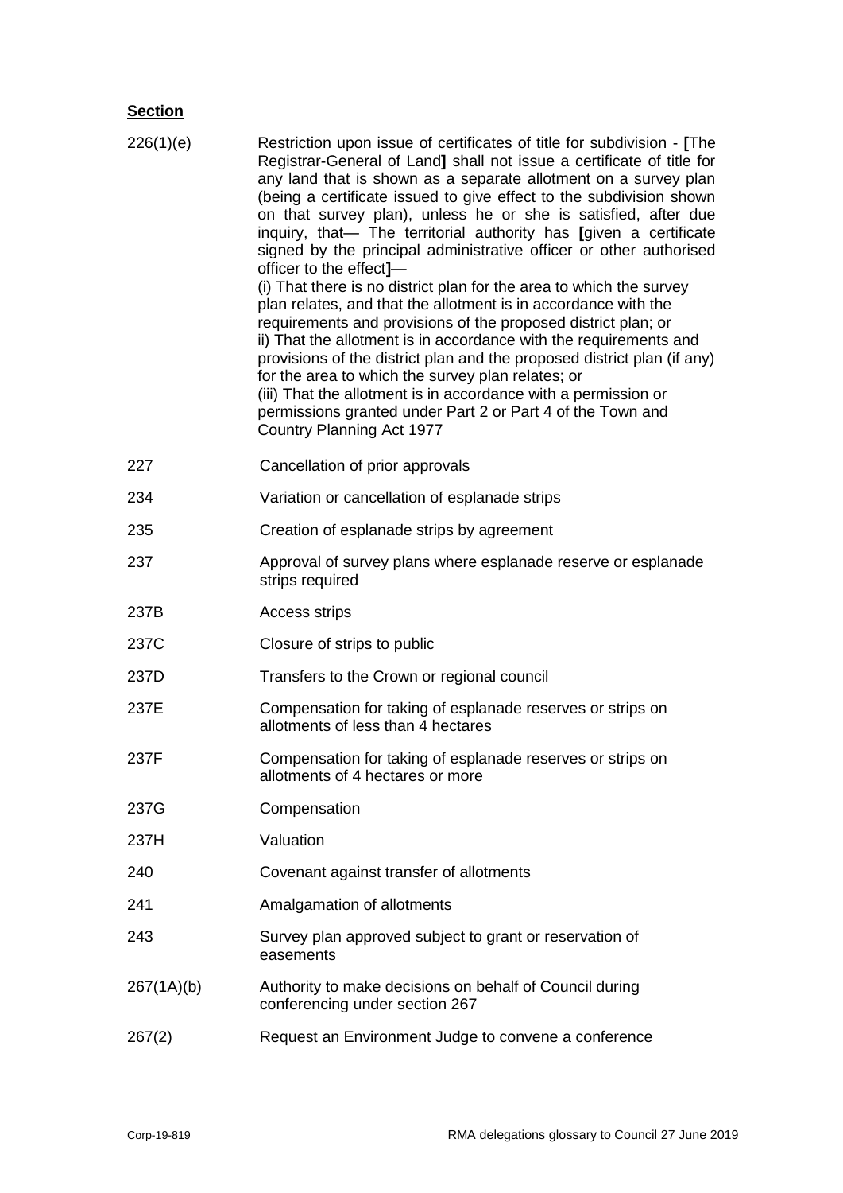**Section**

| | |
|---|---|
| 226(1)(e) | Restriction upon issue of certificates of title for subdivision - **[**The Registrar-General of Land**]** shall not issue a certificate of title for any land that is shown as a separate allotment on a survey plan (being a certificate issued to give effect to the subdivision shown on that survey plan), unless he or she is satisfied, after due inquiry, that— The territorial authority has **[**given a certificate signed by the principal administrative officer or other authorised officer to the effect**]**—<br>(i) That there is no district plan for the area to which the survey plan relates, and that the allotment is in accordance with the requirements and provisions of the proposed district plan; or<br>ii) That the allotment is in accordance with the requirements and provisions of the district plan and the proposed district plan (if any) for the area to which the survey plan relates; or<br>(iii) That the allotment is in accordance with a permission or permissions granted under Part 2 or Part 4 of the Town and Country Planning Act 1977 |
| 227 | Cancellation of prior approvals |
| 234 | Variation or cancellation of esplanade strips |
| 235 | Creation of esplanade strips by agreement |
| 237 | Approval of survey plans where esplanade reserve or esplanade strips required |
| 237B | Access strips |
| 237C | Closure of strips to public |
| 237D | Transfers to the Crown or regional council |
| 237E | Compensation for taking of esplanade reserves or strips on allotments of less than 4 hectares |
| 237F | Compensation for taking of esplanade reserves or strips on allotments of 4 hectares or more |
| 237G | Compensation |
| 237H | Valuation |
| 240 | Covenant against transfer of allotments |
| 241 | Amalgamation of allotments |
| 243 | Survey plan approved subject to grant or reservation of easements |
| 267(1A)(b) | Authority to make decisions on behalf of Council during conferencing under section 267 |
| 267(2) | Request an Environment Judge to convene a conference |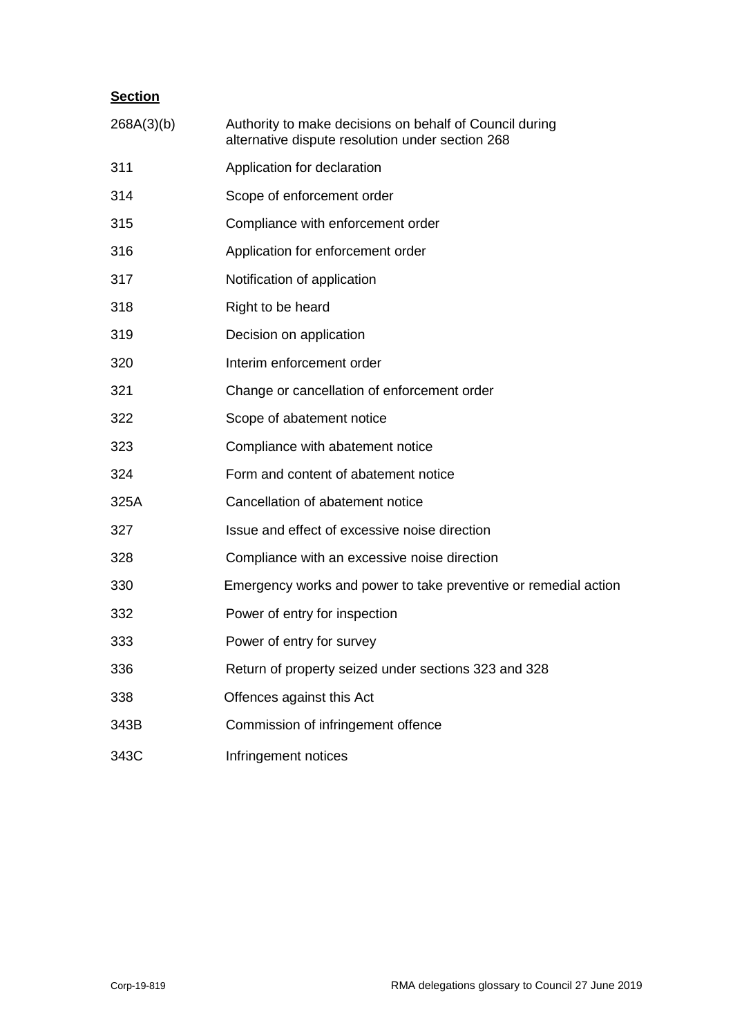**Section**

| | |
|---|---|
| 268A(3)(b) | Authority to make decisions on behalf of Council during alternative dispute resolution under section 268 |
| 311 | Application for declaration |
| 314 | Scope of enforcement order |
| 315 | Compliance with enforcement order |
| 316 | Application for enforcement order |
| 317 | Notification of application |
| 318 | Right to be heard |
| 319 | Decision on application |
| 320 | Interim enforcement order |
| 321 | Change or cancellation of enforcement order |
| 322 | Scope of abatement notice |
| 323 | Compliance with abatement notice |
| 324 | Form and content of abatement notice |
| 325A | Cancellation of abatement notice |
| 327 | Issue and effect of excessive noise direction |
| 328 | Compliance with an excessive noise direction |
| 330 | Emergency works and power to take preventive or remedial action |
| 332 | Power of entry for inspection |
| 333 | Power of entry for survey |
| 336 | Return of property seized under sections 323 and 328 |
| 338 | Offences against this Act |
| 343B | Commission of infringement offence |
| 343C | Infringement notices |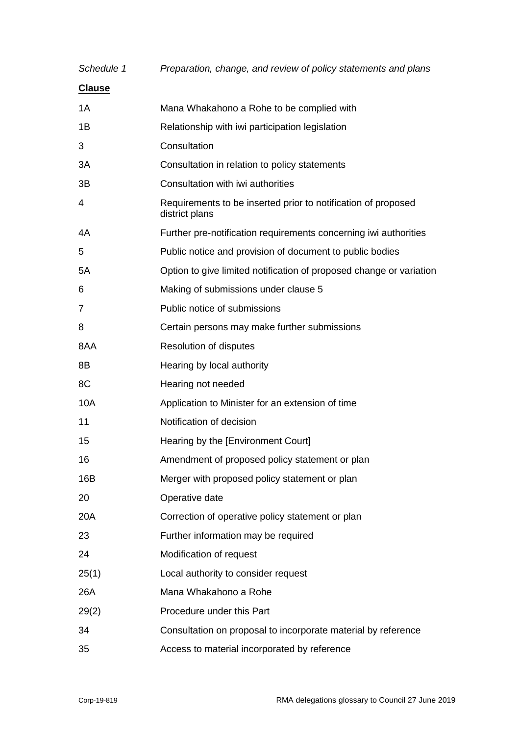*Schedule 1* *Preparation, change, and review of policy statements and plans*

| **Clause** | |
|---|---|
| 1A | Mana Whakahono a Rohe to be complied with |
| 1B | Relationship with iwi participation legislation |
| 3 | Consultation |
| 3A | Consultation in relation to policy statements |
| 3B | Consultation with iwi authorities |
| 4 | Requirements to be inserted prior to notification of proposed district plans |
| 4A | Further pre-notification requirements concerning iwi authorities |
| 5 | Public notice and provision of document to public bodies |
| 5A | Option to give limited notification of proposed change or variation |
| 6 | Making of submissions under clause 5 |
| 7 | Public notice of submissions |
| 8 | Certain persons may make further submissions |
| 8AA | Resolution of disputes |
| 8B | Hearing by local authority |
| 8C | Hearing not needed |
| 10A | Application to Minister for an extension of time |
| 11 | Notification of decision |
| 15 | Hearing by the [Environment Court] |
| 16 | Amendment of proposed policy statement or plan |
| 16B | Merger with proposed policy statement or plan |
| 20 | Operative date |
| 20A | Correction of operative policy statement or plan |
| 23 | Further information may be required |
| 24 | Modification of request |
| 25(1) | Local authority to consider request |
| 26A | Mana Whakahono a Rohe |
| 29(2) | Procedure under this Part |
| 34 | Consultation on proposal to incorporate material by reference |
| 35 | Access to material incorporated by reference |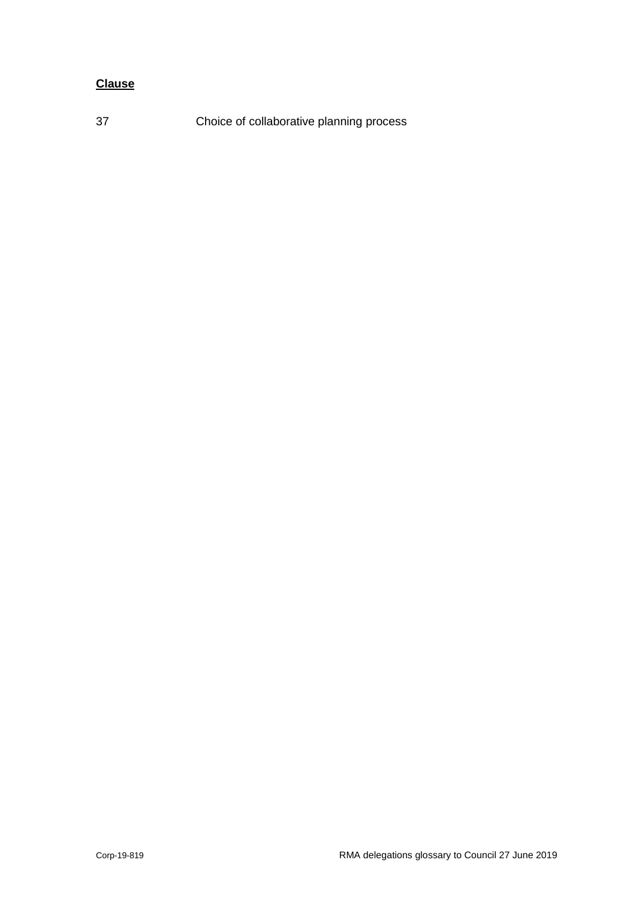**Clause**

| | |
|---|---|
| 37 | Choice of collaborative planning process |